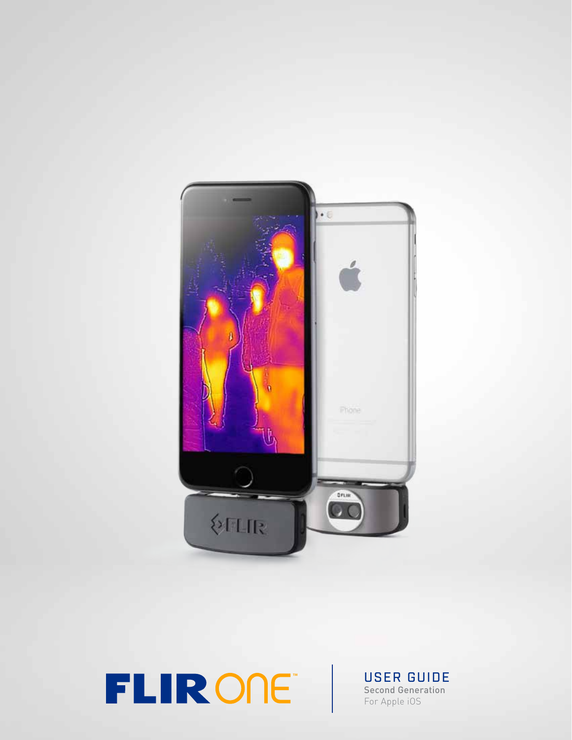# FLIR ONE™

## USER GUIDE

Second Generation

For Apple iOS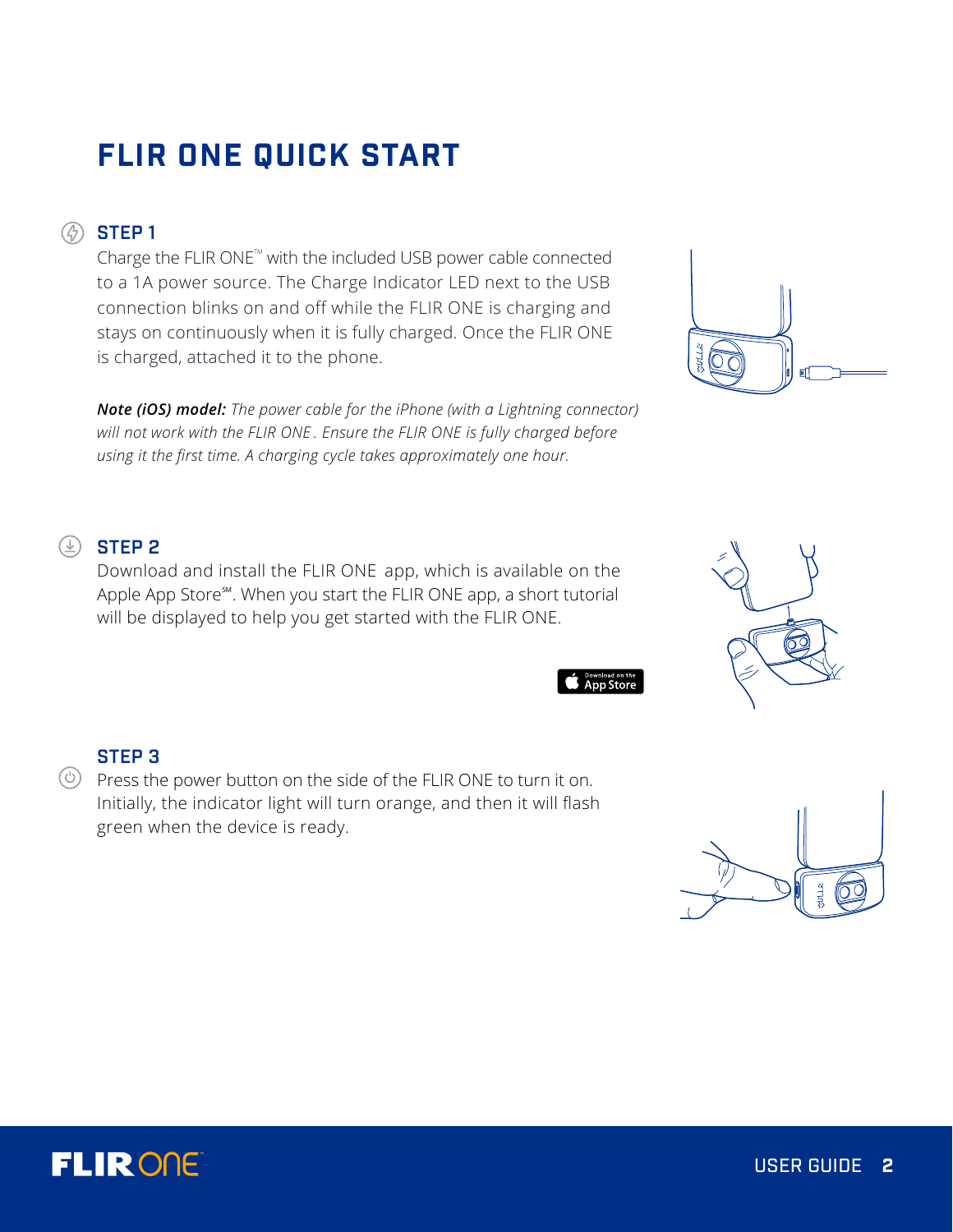# FLIR ONE QUICK START

## STEP 1

Charge the FLIR ONE™ with the included USB power cable connected to a 1A power source. The Charge Indicator LED next to the USB connection blinks on and off while the FLIR ONE is charging and stays on continuously when it is fully charged. Once the FLIR ONE is charged, attached it to the phone.

***Note (iOS) model:*** *The power cable for the iPhone (with a Lightning connector) will not work with the FLIR ONE . Ensure the FLIR ONE is fully charged before using it the first time. A charging cycle takes approximately one hour.*

## STEP 2

Download and install the FLIR ONE app, which is available on the Apple App Store℠. When you start the FLIR ONE app, a short tutorial will be displayed to help you get started with the FLIR ONE.

## STEP 3

Press the power button on the side of the FLIR ONE to turn it on. Initially, the indicator light will turn orange, and then it will flash green when the device is ready.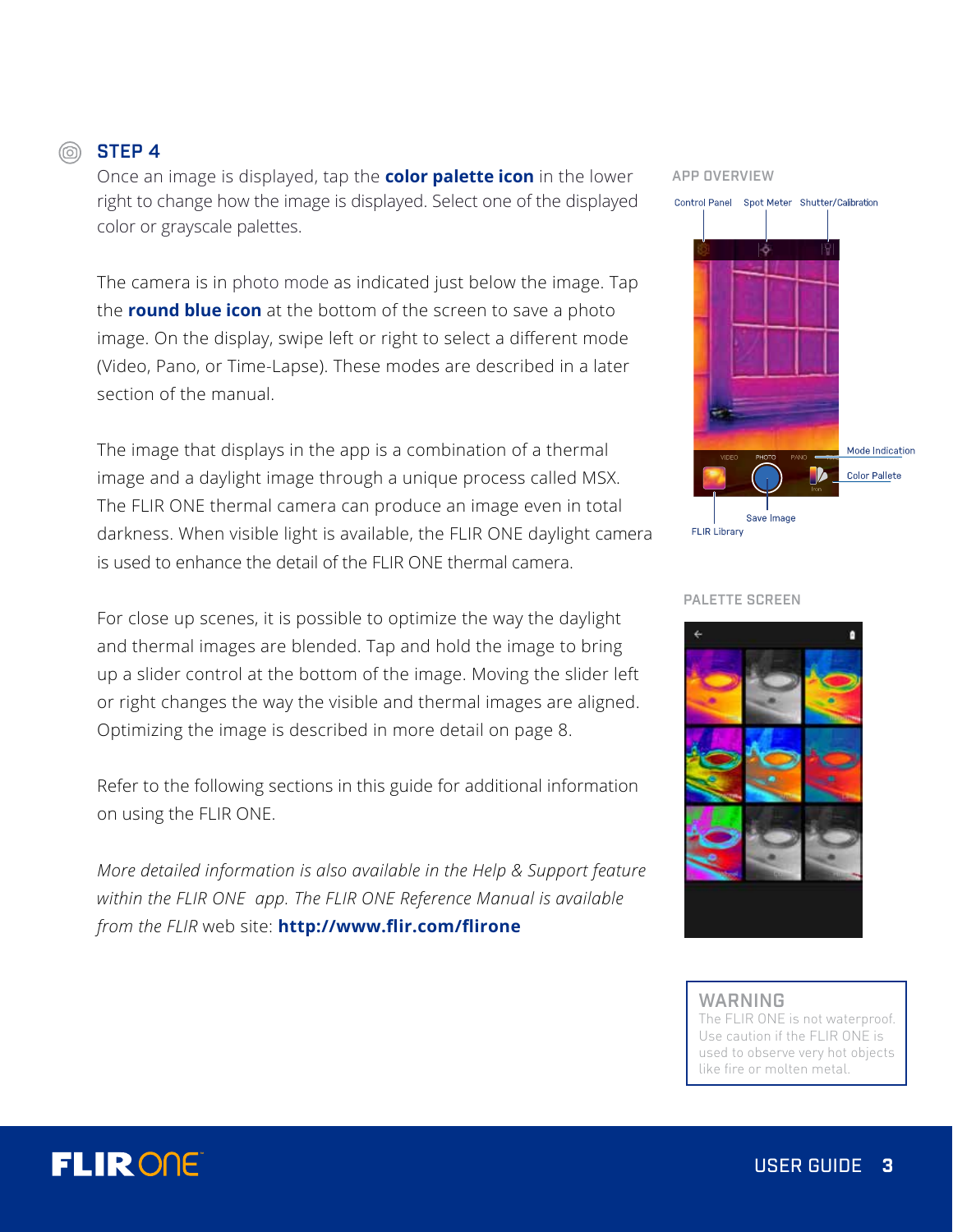## STEP 4

Once an image is displayed, tap the **color palette icon** in the lower right to change how the image is displayed. Select one of the displayed color or grayscale palettes.

The camera is in photo mode as indicated just below the image. Tap the **round blue icon** at the bottom of the screen to save a photo image. On the display, swipe left or right to select a different mode (Video, Pano, or Time-Lapse). These modes are described in a later section of the manual.

The image that displays in the app is a combination of a thermal image and a daylight image through a unique process called MSX. The FLIR ONE thermal camera can produce an image even in total darkness. When visible light is available, the FLIR ONE daylight camera is used to enhance the detail of the FLIR ONE thermal camera.

For close up scenes, it is possible to optimize the way the daylight and thermal images are blended. Tap and hold the image to bring up a slider control at the bottom of the image. Moving the slider left or right changes the way the visible and thermal images are aligned. Optimizing the image is described in more detail on page 8.

Refer to the following sections in this guide for additional information on using the FLIR ONE.

*More detailed information is also available in the Help & Support feature within the FLIR ONE app. The FLIR ONE Reference Manual is available from the FLIR* web site: **http://www.flir.com/flirone**

APP OVERVIEW

Control Panel · Spot Meter · Shutter/Calibration · Mode Indication · Color Pallete · Save Image · FLIR Library

PALETTE SCREEN

**WARNING**
The FLIR ONE is not waterproof. Use caution if the FLIR ONE is used to observe very hot objects like fire or molten metal.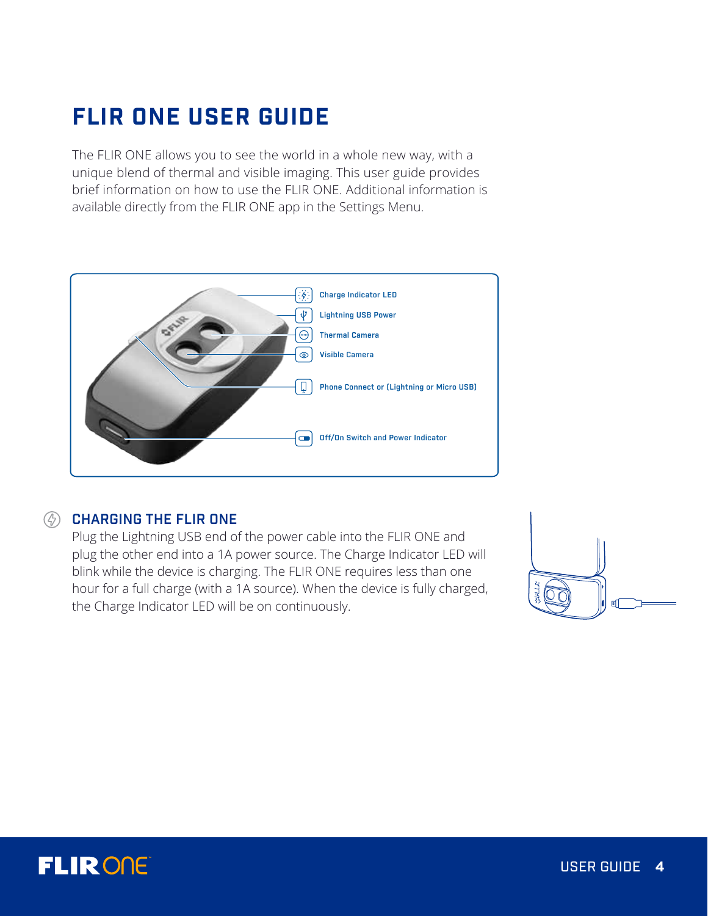# FLIR ONE USER GUIDE

The FLIR ONE allows you to see the world in a whole new way, with a unique blend of thermal and visible imaging. This user guide provides brief information on how to use the FLIR ONE. Additional information is available directly from the FLIR ONE app in the Settings Menu.

- Charge Indicator LED
- Lightning USB Power
- Thermal Camera
- Visible Camera
- Phone Connect or (Lightning or Micro USB)
- Off/On Switch and Power Indicator

## CHARGING THE FLIR ONE

Plug the Lightning USB end of the power cable into the FLIR ONE and plug the other end into a 1A power source. The Charge Indicator LED will blink while the device is charging. The FLIR ONE requires less than one hour for a full charge (with a 1A source). When the device is fully charged, the Charge Indicator LED will be on continuously.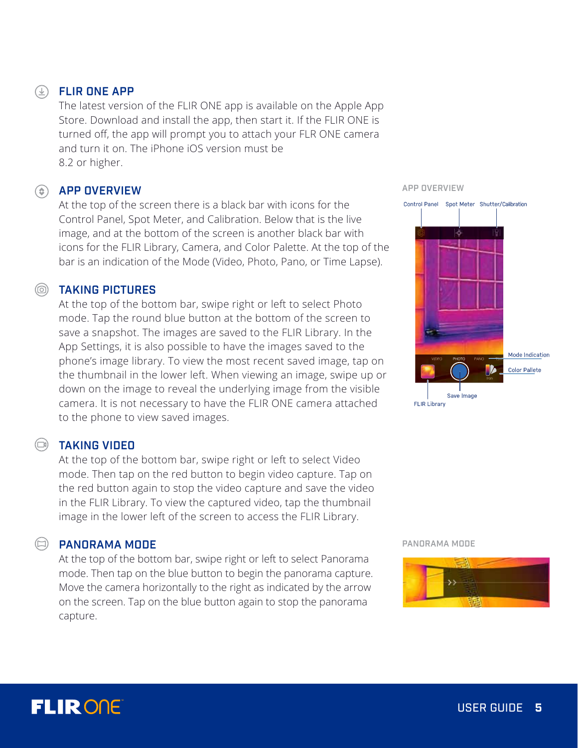## FLIR ONE APP

The latest version of the FLIR ONE app is available on the Apple App Store. Download and install the app, then start it. If the FLIR ONE is turned off, the app will prompt you to attach your FLR ONE camera and turn it on. The iPhone iOS version must be 8.2 or higher.

## APP OVERVIEW

At the top of the screen there is a black bar with icons for the Control Panel, Spot Meter, and Calibration. Below that is the live image, and at the bottom of the screen is another black bar with icons for the FLIR Library, Camera, and Color Palette. At the top of the bar is an indication of the Mode (Video, Photo, Pano, or Time Lapse).

APP OVERVIEW

Control Panel Spot Meter Shutter/Calibration Mode Indication Color Pallete Save Image FLIR Library

## TAKING PICTURES

At the top of the bottom bar, swipe right or left to select Photo mode. Tap the round blue button at the bottom of the screen to save a snapshot. The images are saved to the FLIR Library. In the App Settings, it is also possible to have the images saved to the phone's image library. To view the most recent saved image, tap on the thumbnail in the lower left. When viewing an image, swipe up or down on the image to reveal the underlying image from the visible camera. It is not necessary to have the FLIR ONE camera attached to the phone to view saved images.

## TAKING VIDEO

At the top of the bottom bar, swipe right or left to select Video mode. Then tap on the red button to begin video capture. Tap on the red button again to stop the video capture and save the video in the FLIR Library. To view the captured video, tap the thumbnail image in the lower left of the screen to access the FLIR Library.

## PANORAMA MODE

At the top of the bottom bar, swipe right or left to select Panorama mode. Then tap on the blue button to begin the panorama capture. Move the camera horizontally to the right as indicated by the arrow on the screen. Tap on the blue button again to stop the panorama capture.

PANORAMA MODE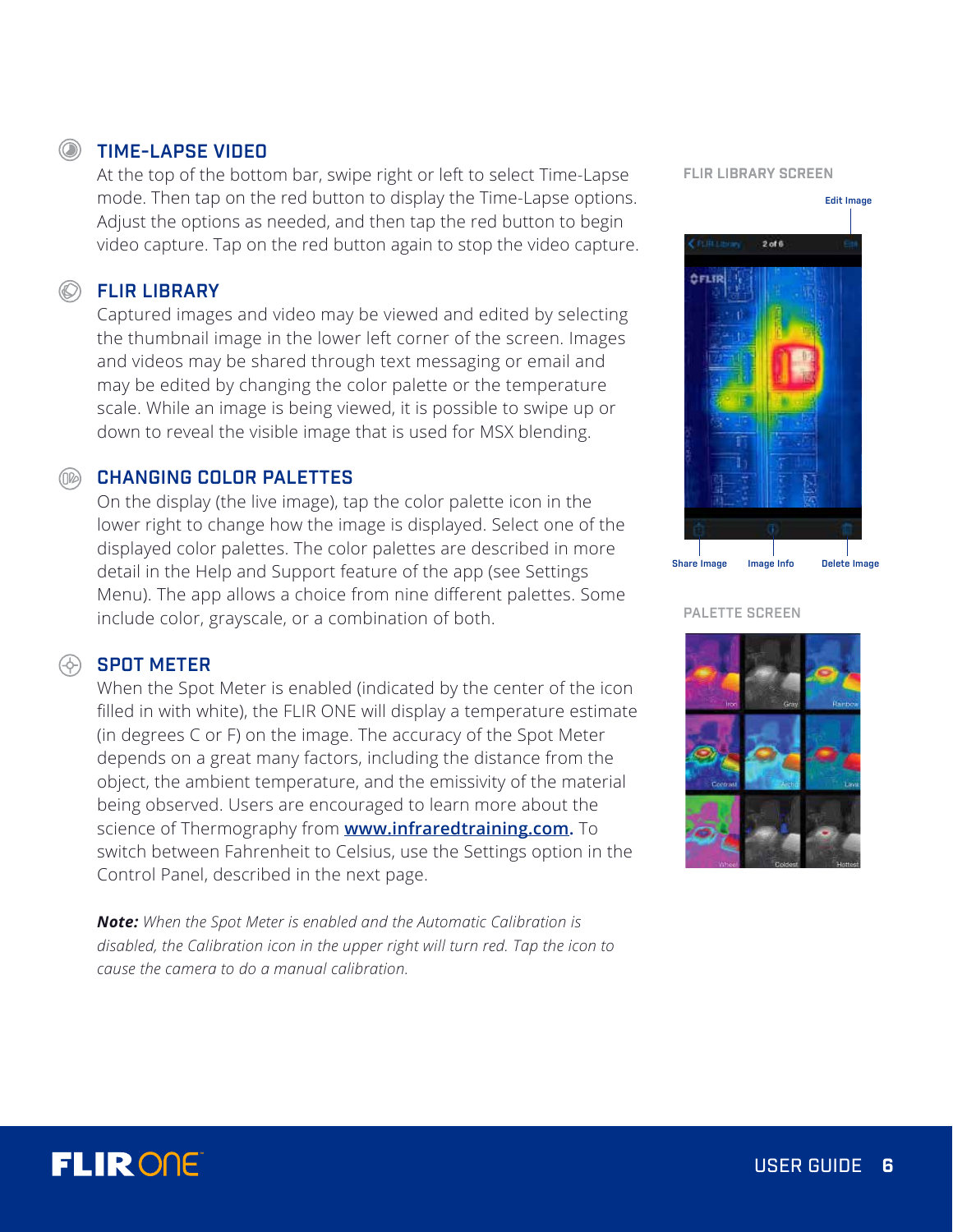## TIME-LAPSE VIDEO

At the top of the bottom bar, swipe right or left to select Time-Lapse mode. Then tap on the red button to display the Time-Lapse options. Adjust the options as needed, and then tap the red button to begin video capture. Tap on the red button again to stop the video capture.

## FLIR LIBRARY

Captured images and video may be viewed and edited by selecting the thumbnail image in the lower left corner of the screen. Images and videos may be shared through text messaging or email and may be edited by changing the color palette or the temperature scale. While an image is being viewed, it is possible to swipe up or down to reveal the visible image that is used for MSX blending.

## CHANGING COLOR PALETTES

On the display (the live image), tap the color palette icon in the lower right to change how the image is displayed. Select one of the displayed color palettes. The color palettes are described in more detail in the Help and Support feature of the app (see Settings Menu). The app allows a choice from nine different palettes. Some include color, grayscale, or a combination of both.

## SPOT METER

When the Spot Meter is enabled (indicated by the center of the icon filled in with white), the FLIR ONE will display a temperature estimate (in degrees C or F) on the image. The accuracy of the Spot Meter depends on a great many factors, including the distance from the object, the ambient temperature, and the emissivity of the material being observed. Users are encouraged to learn more about the science of Thermography from **www.infraredtraining.com.** To switch between Fahrenheit to Celsius, use the Settings option in the Control Panel, described in the next page.

***Note:*** *When the Spot Meter is enabled and the Automatic Calibration is disabled, the Calibration icon in the upper right will turn red. Tap the icon to cause the camera to do a manual calibration.*

FLIR LIBRARY SCREEN

Edit Image

Share Image Image Info Delete Image

PALETTE SCREEN

Iron Gray Rainbow Contrast Arctic Lava Wheel Coldest Hottest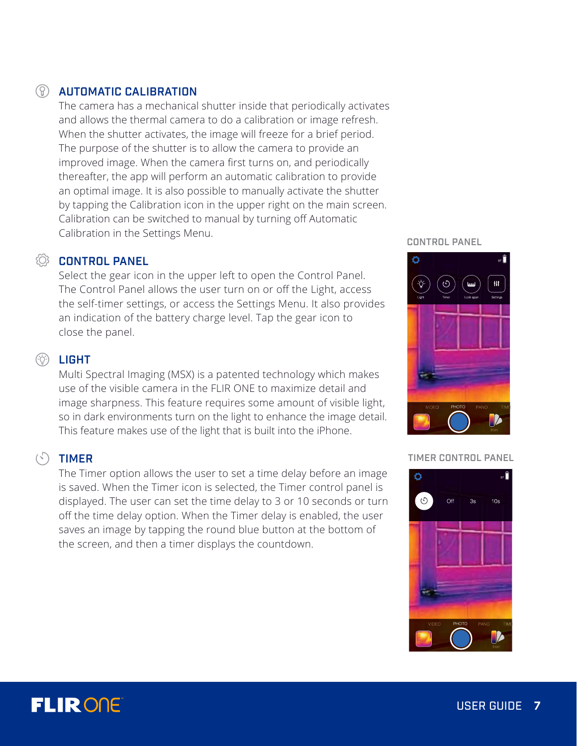## AUTOMATIC CALIBRATION

The camera has a mechanical shutter inside that periodically activates and allows the thermal camera to do a calibration or image refresh. When the shutter activates, the image will freeze for a brief period. The purpose of the shutter is to allow the camera to provide an improved image. When the camera first turns on, and periodically thereafter, the app will perform an automatic calibration to provide an optimal image. It is also possible to manually activate the shutter by tapping the Calibration icon in the upper right on the main screen. Calibration can be switched to manual by turning off Automatic Calibration in the Settings Menu.

## CONTROL PANEL

Select the gear icon in the upper left to open the Control Panel. The Control Panel allows the user turn on or off the Light, access the self-timer settings, or access the Settings Menu. It also provides an indication of the battery charge level. Tap the gear icon to close the panel.

CONTROL PANEL

## LIGHT

Multi Spectral Imaging (MSX) is a patented technology which makes use of the visible camera in the FLIR ONE to maximize detail and image sharpness. This feature requires some amount of visible light, so in dark environments turn on the light to enhance the image detail. This feature makes use of the light that is built into the iPhone.

## TIMER

The Timer option allows the user to set a time delay before an image is saved. When the Timer icon is selected, the Timer control panel is displayed. The user can set the time delay to 3 or 10 seconds or turn off the time delay option. When the Timer delay is enabled, the user saves an image by tapping the round blue button at the bottom of the screen, and then a timer displays the countdown.

TIMER CONTROL PANEL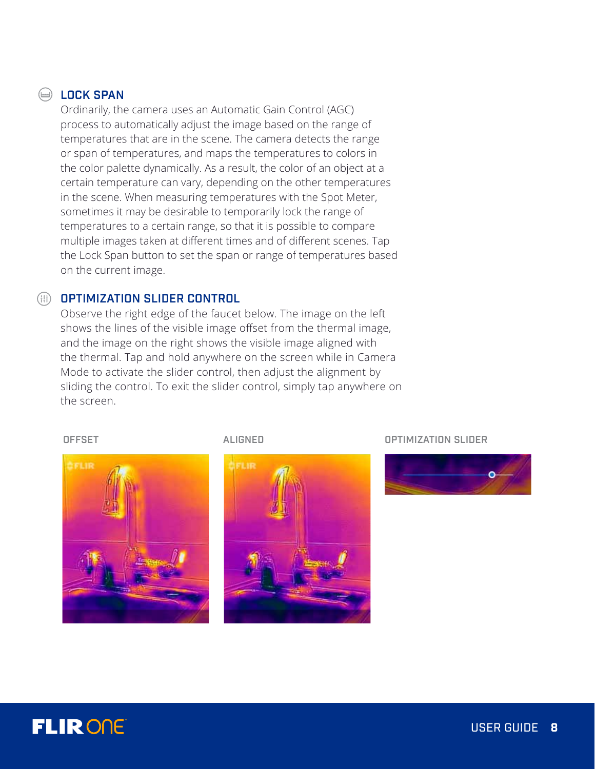## LOCK SPAN

Ordinarily, the camera uses an Automatic Gain Control (AGC) process to automatically adjust the image based on the range of temperatures that are in the scene. The camera detects the range or span of temperatures, and maps the temperatures to colors in the color palette dynamically. As a result, the color of an object at a certain temperature can vary, depending on the other temperatures in the scene. When measuring temperatures with the Spot Meter, sometimes it may be desirable to temporarily lock the range of temperatures to a certain range, so that it is possible to compare multiple images taken at different times and of different scenes. Tap the Lock Span button to set the span or range of temperatures based on the current image.

## OPTIMIZATION SLIDER CONTROL

Observe the right edge of the faucet below. The image on the left shows the lines of the visible image offset from the thermal image, and the image on the right shows the visible image aligned with the thermal. Tap and hold anywhere on the screen while in Camera Mode to activate the slider control, then adjust the alignment by sliding the control. To exit the slider control, simply tap anywhere on the screen.

OFFSET

ALIGNED

OPTIMIZATION SLIDER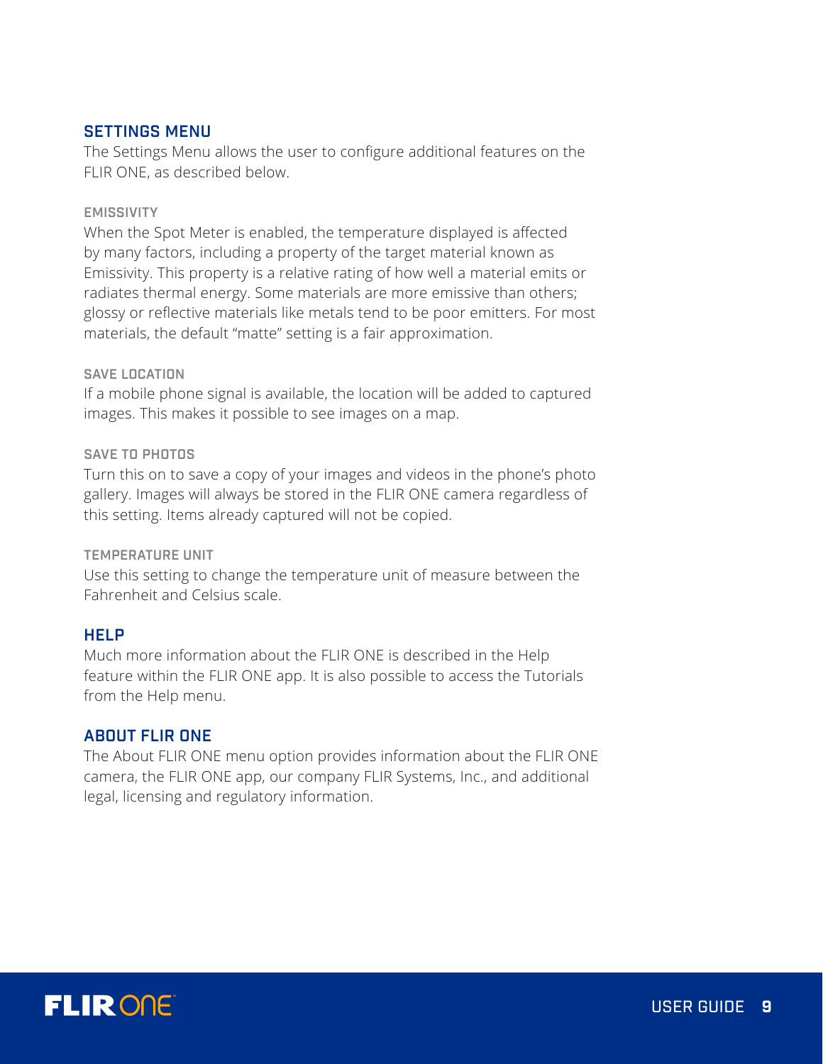## SETTINGS MENU

The Settings Menu allows the user to configure additional features on the FLIR ONE, as described below.

### EMISSIVITY

When the Spot Meter is enabled, the temperature displayed is affected by many factors, including a property of the target material known as Emissivity. This property is a relative rating of how well a material emits or radiates thermal energy. Some materials are more emissive than others; glossy or reflective materials like metals tend to be poor emitters. For most materials, the default "matte" setting is a fair approximation.

### SAVE LOCATION

If a mobile phone signal is available, the location will be added to captured images. This makes it possible to see images on a map.

### SAVE TO PHOTOS

Turn this on to save a copy of your images and videos in the phone's photo gallery. Images will always be stored in the FLIR ONE camera regardless of this setting. Items already captured will not be copied.

### TEMPERATURE UNIT

Use this setting to change the temperature unit of measure between the Fahrenheit and Celsius scale.

## HELP

Much more information about the FLIR ONE is described in the Help feature within the FLIR ONE app. It is also possible to access the Tutorials from the Help menu.

## ABOUT FLIR ONE

The About FLIR ONE menu option provides information about the FLIR ONE camera, the FLIR ONE app, our company FLIR Systems, Inc., and additional legal, licensing and regulatory information.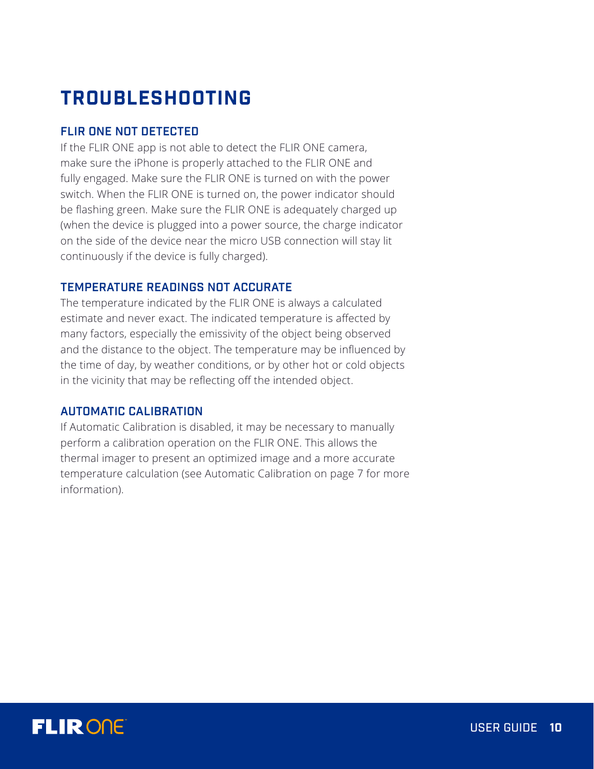# TROUBLESHOOTING

## FLIR ONE NOT DETECTED

If the FLIR ONE app is not able to detect the FLIR ONE camera, make sure the iPhone is properly attached to the FLIR ONE and fully engaged. Make sure the FLIR ONE is turned on with the power switch. When the FLIR ONE is turned on, the power indicator should be flashing green. Make sure the FLIR ONE is adequately charged up (when the device is plugged into a power source, the charge indicator on the side of the device near the micro USB connection will stay lit continuously if the device is fully charged).

## TEMPERATURE READINGS NOT ACCURATE

The temperature indicated by the FLIR ONE is always a calculated estimate and never exact. The indicated temperature is affected by many factors, especially the emissivity of the object being observed and the distance to the object. The temperature may be influenced by the time of day, by weather conditions, or by other hot or cold objects in the vicinity that may be reflecting off the intended object.

## AUTOMATIC CALIBRATION

If Automatic Calibration is disabled, it may be necessary to manually perform a calibration operation on the FLIR ONE. This allows the thermal imager to present an optimized image and a more accurate temperature calculation (see Automatic Calibration on page 7 for more information).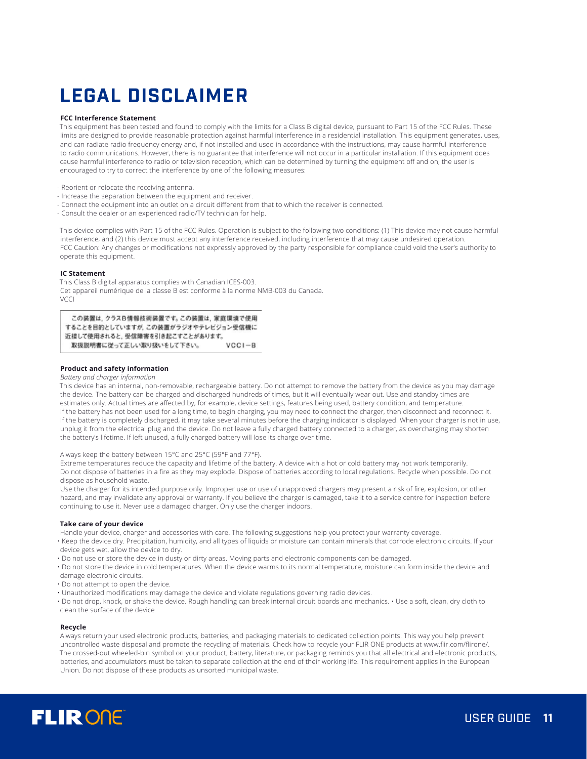# LEGAL DISCLAIMER

**FCC Interference Statement**

This equipment has been tested and found to comply with the limits for a Class B digital device, pursuant to Part 15 of the FCC Rules. These limits are designed to provide reasonable protection against harmful interference in a residential installation. This equipment generates, uses, and can radiate radio frequency energy and, if not installed and used in accordance with the instructions, may cause harmful interference to radio communications. However, there is no guarantee that interference will not occur in a particular installation. If this equipment does cause harmful interference to radio or television reception, which can be determined by turning the equipment off and on, the user is encouraged to try to correct the interference by one of the following measures:

- Reorient or relocate the receiving antenna.
- Increase the separation between the equipment and receiver.
- Connect the equipment into an outlet on a circuit different from that to which the receiver is connected.
- Consult the dealer or an experienced radio/TV technician for help.

This device complies with Part 15 of the FCC Rules. Operation is subject to the following two conditions: (1) This device may not cause harmful interference, and (2) this device must accept any interference received, including interference that may cause undesired operation.
FCC Caution: Any changes or modifications not expressly approved by the party responsible for compliance could void the user's authority to operate this equipment.

**IC Statement**

This Class B digital apparatus complies with Canadian ICES-003.
Cet appareil numérique de la classe B est conforme à la norme NMB-003 du Canada.
VCCI

この装置は，クラスB情報技術装置です。この装置は，家庭環境で使用することを目的としていますが，この装置がラジオやテレビジョン受信機に近接して使用されると，受信障害を引き起こすことがあります。
取扱説明書に従って正しい取り扱いをして下さい。 VCCI−B

**Product and safety information**

*Battery and charger information*

This device has an internal, non-removable, rechargeable battery. Do not attempt to remove the battery from the device as you may damage the device. The battery can be charged and discharged hundreds of times, but it will eventually wear out. Use and standby times are estimates only. Actual times are affected by, for example, device settings, features being used, battery condition, and temperature.
If the battery has not been used for a long time, to begin charging, you may need to connect the charger, then disconnect and reconnect it. If the battery is completely discharged, it may take several minutes before the charging indicator is displayed. When your charger is not in use, unplug it from the electrical plug and the device. Do not leave a fully charged battery connected to a charger, as overcharging may shorten the battery's lifetime. If left unused, a fully charged battery will lose its charge over time.

Always keep the battery between 15°C and 25°C (59°F and 77°F).
Extreme temperatures reduce the capacity and lifetime of the battery. A device with a hot or cold battery may not work temporarily.
Do not dispose of batteries in a fire as they may explode. Dispose of batteries according to local regulations. Recycle when possible. Do not dispose as household waste.
Use the charger for its intended purpose only. Improper use or use of unapproved chargers may present a risk of fire, explosion, or other hazard, and may invalidate any approval or warranty. If you believe the charger is damaged, take it to a service centre for inspection before continuing to use it. Never use a damaged charger. Only use the charger indoors.

**Take care of your device**

Handle your device, charger and accessories with care. The following suggestions help you protect your warranty coverage.

- Keep the device dry. Precipitation, humidity, and all types of liquids or moisture can contain minerals that corrode electronic circuits. If your device gets wet, allow the device to dry.
- Do not use or store the device in dusty or dirty areas. Moving parts and electronic components can be damaged.
- Do not store the device in cold temperatures. When the device warms to its normal temperature, moisture can form inside the device and damage electronic circuits.
- Do not attempt to open the device.
- Unauthorized modifications may damage the device and violate regulations governing radio devices.
- Do not drop, knock, or shake the device. Rough handling can break internal circuit boards and mechanics. • Use a soft, clean, dry cloth to clean the surface of the device

**Recycle**

Always return your used electronic products, batteries, and packaging materials to dedicated collection points. This way you help prevent uncontrolled waste disposal and promote the recycling of materials. Check how to recycle your FLIR ONE products at www.flir.com/flirone/.
The crossed-out wheeled-bin symbol on your product, battery, literature, or packaging reminds you that all electrical and electronic products, batteries, and accumulators must be taken to separate collection at the end of their working life. This requirement applies in the European Union. Do not dispose of these products as unsorted municipal waste.